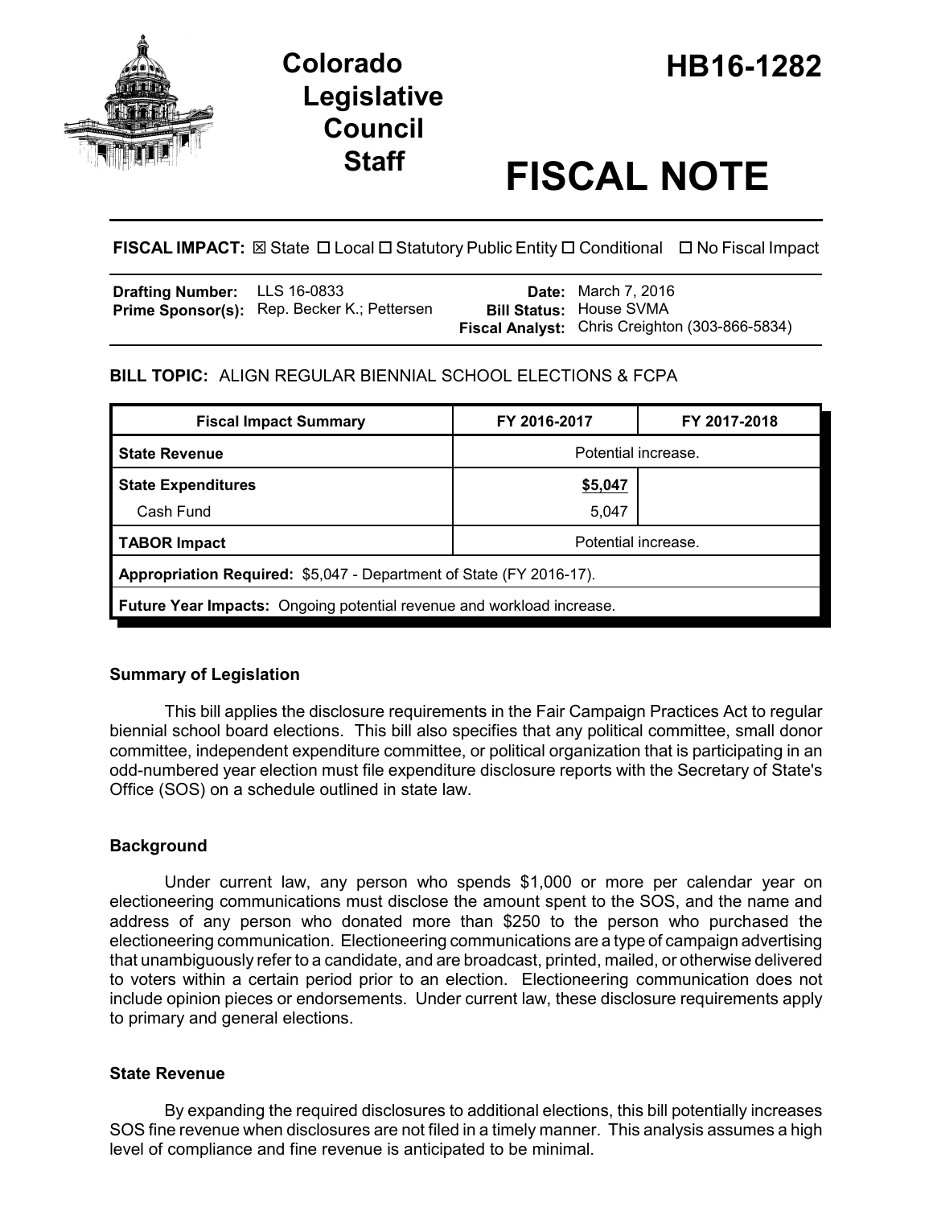# Colorado Legislative Council Staff

# HB16-1282

# FISCAL NOTE

**FISCAL IMPACT:** ☒ State ☐ Local ☐ Statutory Public Entity ☐ Conditional ☐ No Fiscal Impact

| | | | |
|---|---|---|---|
| **Drafting Number:** | LLS 16-0833 | **Date:** | March 7, 2016 |
| **Prime Sponsor(s):** | Rep. Becker K.; Pettersen | **Bill Status:** | House SVMA |
| | | **Fiscal Analyst:** | Chris Creighton (303-866-5834) |

**BILL TOPIC:** ALIGN REGULAR BIENNIAL SCHOOL ELECTIONS & FCPA

| Fiscal Impact Summary | FY 2016-2017 | FY 2017-2018 |
|---|---|---|
| **State Revenue** | Potential increase. | |
| **State Expenditures** | **$5,047** | |
| Cash Fund | 5,047 | |
| **TABOR Impact** | Potential increase. | |
| **Appropriation Required:** $5,047 - Department of State (FY 2016-17). | | |
| **Future Year Impacts:** Ongoing potential revenue and workload increase. | | |

## Summary of Legislation

This bill applies the disclosure requirements in the Fair Campaign Practices Act to regular biennial school board elections. This bill also specifies that any political committee, small donor committee, independent expenditure committee, or political organization that is participating in an odd-numbered year election must file expenditure disclosure reports with the Secretary of State's Office (SOS) on a schedule outlined in state law.

## Background

Under current law, any person who spends $1,000 or more per calendar year on electioneering communications must disclose the amount spent to the SOS, and the name and address of any person who donated more than $250 to the person who purchased the electioneering communication. Electioneering communications are a type of campaign advertising that unambiguously refer to a candidate, and are broadcast, printed, mailed, or otherwise delivered to voters within a certain period prior to an election. Electioneering communication does not include opinion pieces or endorsements. Under current law, these disclosure requirements apply to primary and general elections.

## State Revenue

By expanding the required disclosures to additional elections, this bill potentially increases SOS fine revenue when disclosures are not filed in a timely manner. This analysis assumes a high level of compliance and fine revenue is anticipated to be minimal.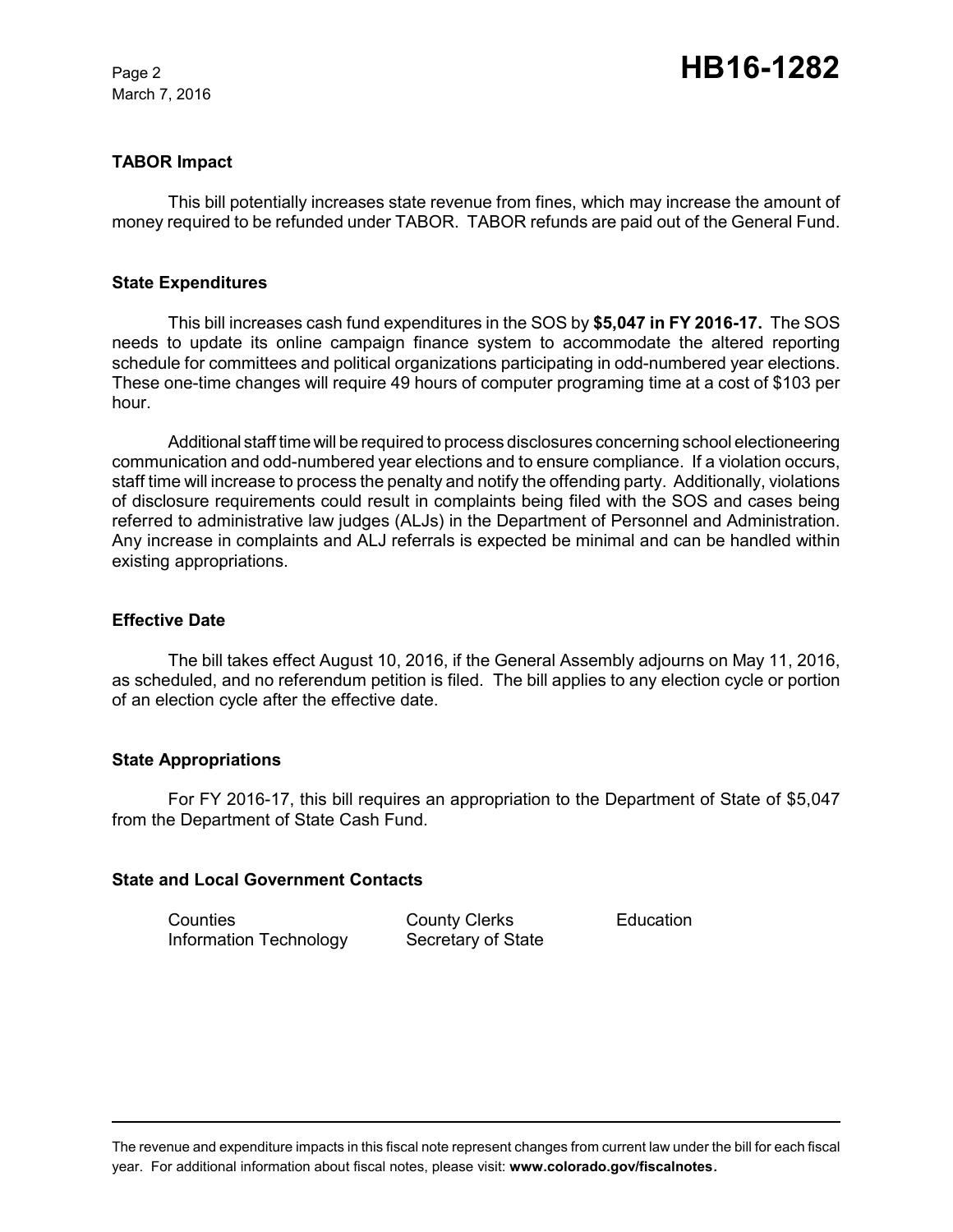## TABOR Impact

This bill potentially increases state revenue from fines, which may increase the amount of money required to be refunded under TABOR. TABOR refunds are paid out of the General Fund.

## State Expenditures

This bill increases cash fund expenditures in the SOS by **$5,047 in FY 2016-17.** The SOS needs to update its online campaign finance system to accommodate the altered reporting schedule for committees and political organizations participating in odd-numbered year elections. These one-time changes will require 49 hours of computer programing time at a cost of $103 per hour.

Additional staff time will be required to process disclosures concerning school electioneering communication and odd-numbered year elections and to ensure compliance. If a violation occurs, staff time will increase to process the penalty and notify the offending party. Additionally, violations of disclosure requirements could result in complaints being filed with the SOS and cases being referred to administrative law judges (ALJs) in the Department of Personnel and Administration. Any increase in complaints and ALJ referrals is expected be minimal and can be handled within existing appropriations.

## Effective Date

The bill takes effect August 10, 2016, if the General Assembly adjourns on May 11, 2016, as scheduled, and no referendum petition is filed. The bill applies to any election cycle or portion of an election cycle after the effective date.

## State Appropriations

For FY 2016-17, this bill requires an appropriation to the Department of State of $5,047 from the Department of State Cash Fund.

## State and Local Government Contacts

| | | |
|---|---|---|
| Counties | County Clerks | Education |
| Information Technology | Secretary of State | |

The revenue and expenditure impacts in this fiscal note represent changes from current law under the bill for each fiscal year. For additional information about fiscal notes, please visit: **www.colorado.gov/fiscalnotes.**